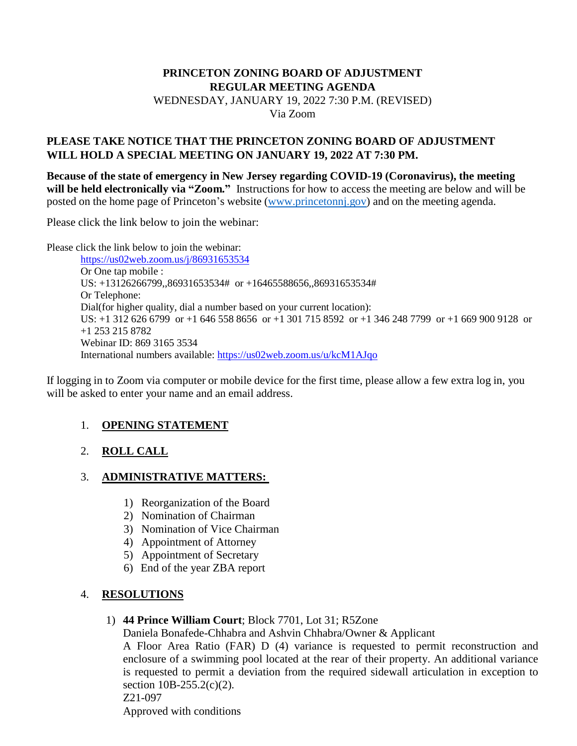# PRINCETON ZONING BOARD OF ADJUSTMENT
## REGULAR MEETING AGENDA

WEDNESDAY, JANUARY 19, 2022 7:30 P.M. (REVISED)
Via Zoom

**PLEASE TAKE NOTICE THAT THE PRINCETON ZONING BOARD OF ADJUSTMENT WILL HOLD A SPECIAL MEETING ON JANUARY 19, 2022 AT 7:30 PM.**

**Because of the state of emergency in New Jersey regarding COVID-19 (Coronavirus), the meeting will be held electronically via "Zoom."** Instructions for how to access the meeting are below and will be posted on the home page of Princeton's website (www.princetonnj.gov) and on the meeting agenda.

Please click the link below to join the webinar:

Please click the link below to join the webinar:
https://us02web.zoom.us/j/86931653534
Or One tap mobile :
US: +13126266799,,86931653534# or +16465588656,,86931653534#
Or Telephone:
Dial(for higher quality, dial a number based on your current location):
US: +1 312 626 6799 or +1 646 558 8656 or +1 301 715 8592 or +1 346 248 7799 or +1 669 900 9128 or +1 253 215 8782
Webinar ID: 869 3165 3534
International numbers available: https://us02web.zoom.us/u/kcM1AJqo

If logging in to Zoom via computer or mobile device for the first time, please allow a few extra log in, you will be asked to enter your name and an email address.

1. **OPENING STATEMENT**

2. **ROLL CALL**

3. **ADMINISTRATIVE MATTERS:**

    1) Reorganization of the Board
    2) Nomination of Chairman
    3) Nomination of Vice Chairman
    4) Appointment of Attorney
    5) Appointment of Secretary
    6) End of the year ZBA report

4. **RESOLUTIONS**

    1) **44 Prince William Court**; Block 7701, Lot 31; R5Zone
    Daniela Bonafede-Chhabra and Ashvin Chhabra/Owner & Applicant
    A Floor Area Ratio (FAR) D (4) variance is requested to permit reconstruction and enclosure of a swimming pool located at the rear of their property. An additional variance is requested to permit a deviation from the required sidewall articulation in exception to section 10B-255.2(c)(2).
    Z21-097
    Approved with conditions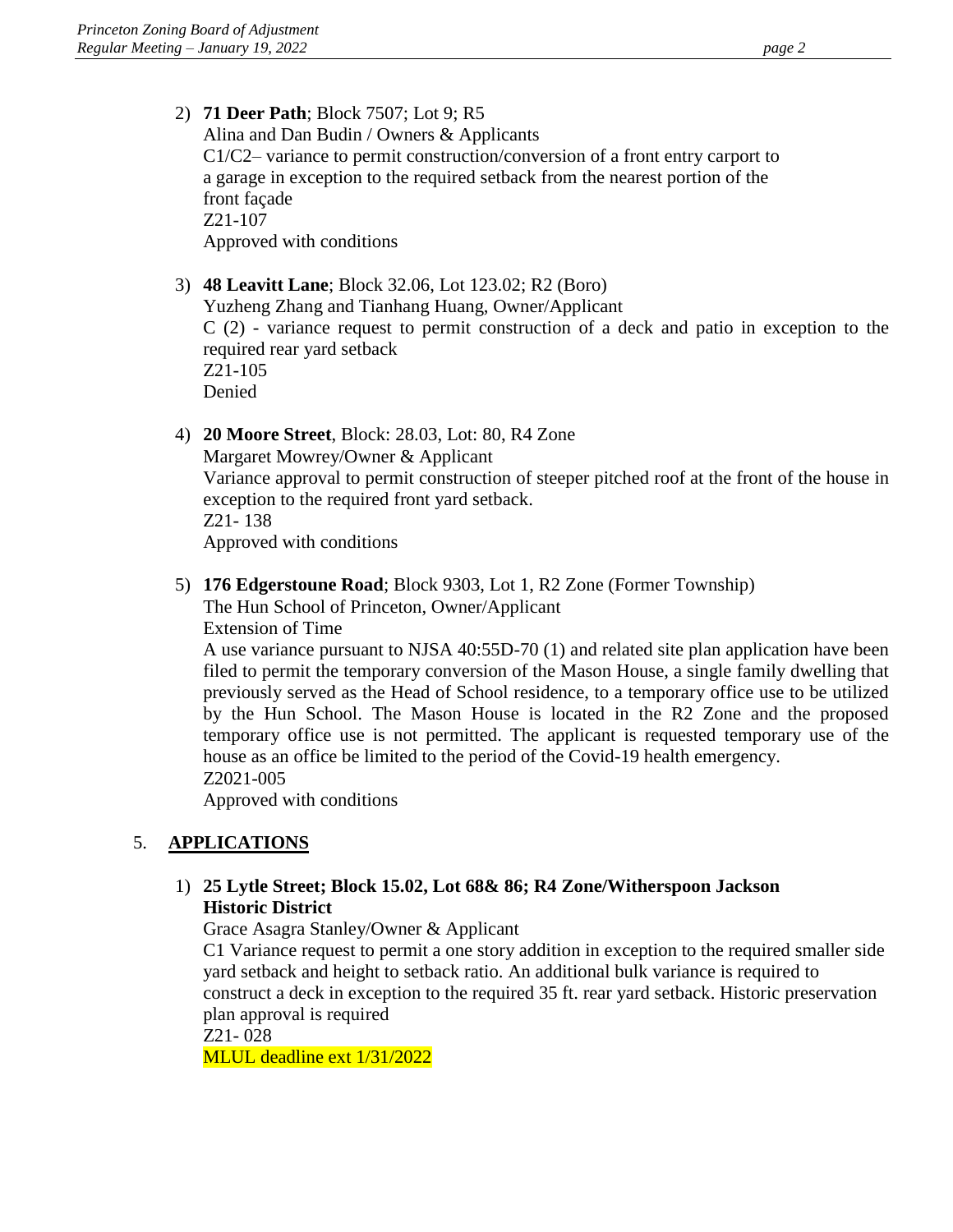2) **71 Deer Path**; Block 7507; Lot 9; R5
   Alina and Dan Budin / Owners & Applicants
   C1/C2– variance to permit construction/conversion of a front entry carport to a garage in exception to the required setback from the nearest portion of the front façade
   Z21-107
   Approved with conditions

3) **48 Leavitt Lane**; Block 32.06, Lot 123.02; R2 (Boro)
   Yuzheng Zhang and Tianhang Huang, Owner/Applicant
   C (2) - variance request to permit construction of a deck and patio in exception to the required rear yard setback
   Z21-105
   Denied

4) **20 Moore Street**, Block: 28.03, Lot: 80, R4 Zone
   Margaret Mowrey/Owner & Applicant
   Variance approval to permit construction of steeper pitched roof at the front of the house in exception to the required front yard setback.
   Z21- 138
   Approved with conditions

5) **176 Edgerstoune Road**; Block 9303, Lot 1, R2 Zone (Former Township)
   The Hun School of Princeton, Owner/Applicant
   Extension of Time
   A use variance pursuant to NJSA 40:55D-70 (1) and related site plan application have been filed to permit the temporary conversion of the Mason House, a single family dwelling that previously served as the Head of School residence, to a temporary office use to be utilized by the Hun School. The Mason House is located in the R2 Zone and the proposed temporary office use is not permitted. The applicant is requested temporary use of the house as an office be limited to the period of the Covid-19 health emergency.
   Z2021-005
   Approved with conditions

## 5. APPLICATIONS

1) **25 Lytle Street; Block 15.02, Lot 68& 86; R4 Zone/Witherspoon Jackson Historic District**
   Grace Asagra Stanley/Owner & Applicant
   C1 Variance request to permit a one story addition in exception to the required smaller side yard setback and height to setback ratio. An additional bulk variance is required to construct a deck in exception to the required 35 ft. rear yard setback. Historic preservation plan approval is required
   Z21- 028
   MLUL deadline ext 1/31/2022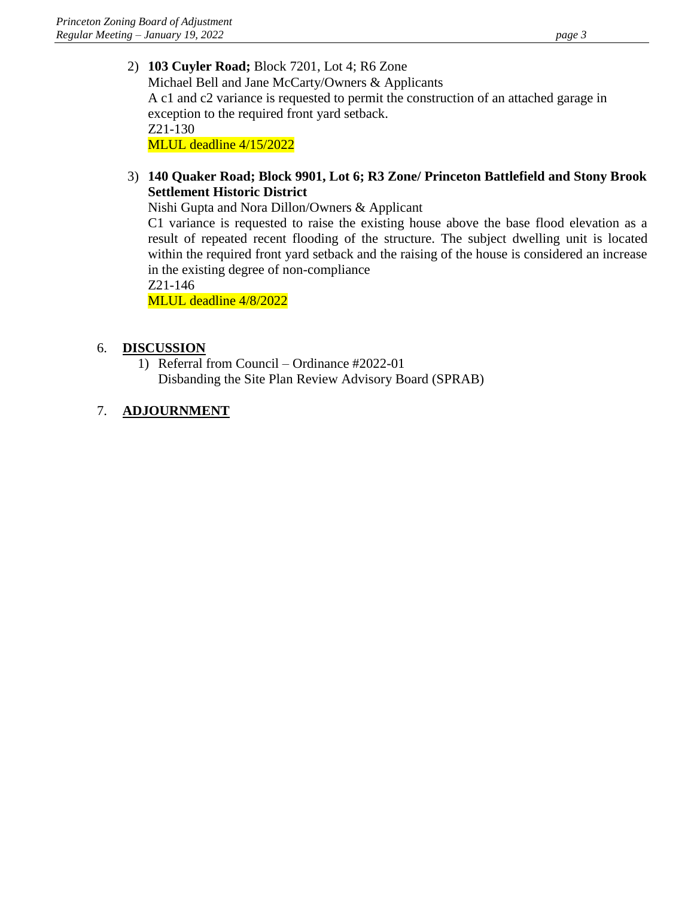2) **103 Cuyler Road;** Block 7201, Lot 4; R6 Zone
   Michael Bell and Jane McCarty/Owners & Applicants
   A c1 and c2 variance is requested to permit the construction of an attached garage in exception to the required front yard setback.
   Z21-130
   MLUL deadline 4/15/2022

3) **140 Quaker Road; Block 9901, Lot 6; R3 Zone/ Princeton Battlefield and Stony Brook Settlement Historic District**
   Nishi Gupta and Nora Dillon/Owners & Applicant
   C1 variance is requested to raise the existing house above the base flood elevation as a result of repeated recent flooding of the structure. The subject dwelling unit is located within the required front yard setback and the raising of the house is considered an increase in the existing degree of non-compliance
   Z21-146
   MLUL deadline 4/8/2022

6. **DISCUSSION**
   1) Referral from Council – Ordinance #2022-01
      Disbanding the Site Plan Review Advisory Board (SPRAB)

7. **ADJOURNMENT**